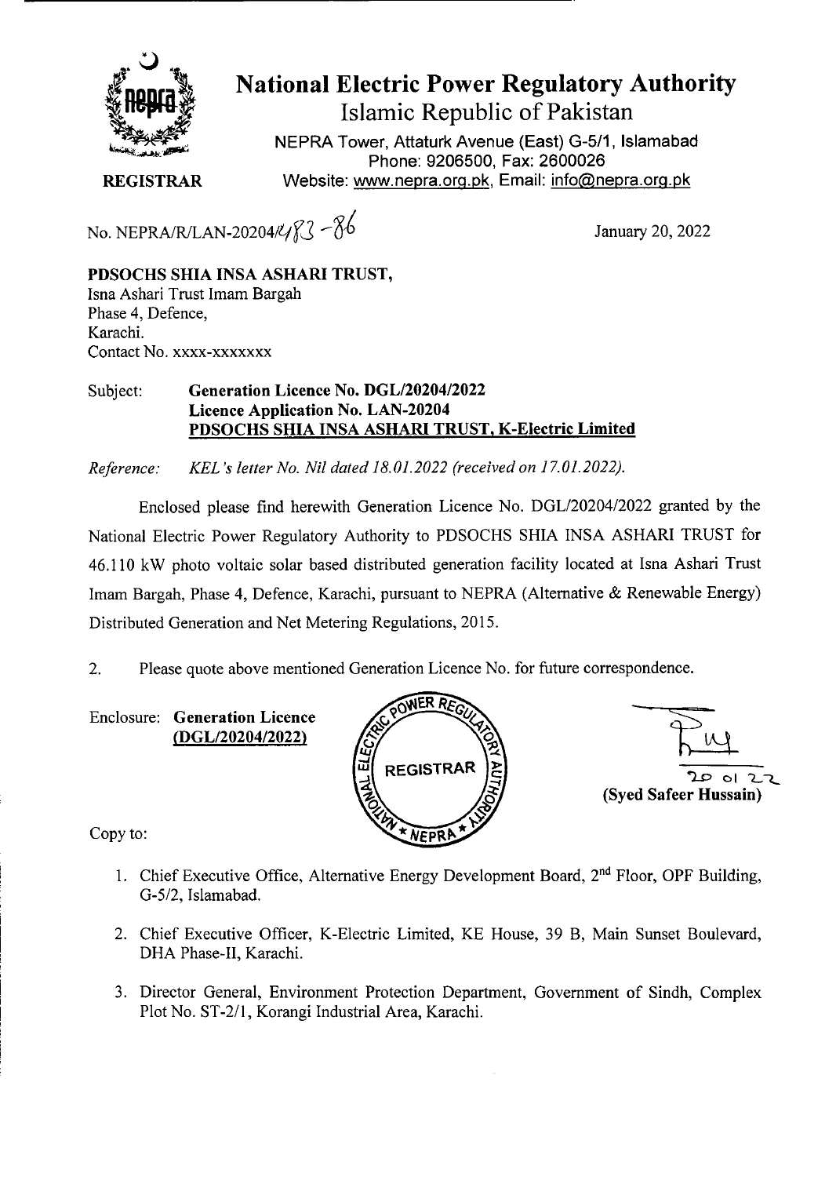# National Electric Power Regulatory Authority

Islamic Republic of Pakistan

NEPRA Tower, Attaturk Avenue (East) G-5/1, Islamabad
Phone: 9206500, Fax: 2600026
Website: www.nepra.org.pk, Email: info@nepra.org.pk

**REGISTRAR**

No. NEPRA/R/LAN-20204/483-86

January 20, 2022

**PDSOCHS SHIA INSA ASHARI TRUST,**
Isna Ashari Trust Imam Bargah
Phase 4, Defence,
Karachi.
Contact No. xxxx-xxxxxxx

Subject: **Generation Licence No. DGL/20204/2022**
**Licence Application No. LAN-20204**
**PDSOCHS SHIA INSA ASHARI TRUST, K-Electric Limited**

*Reference: KEL's letter No. Nil dated 18.01.2022 (received on 17.01.2022).*

Enclosed please find herewith Generation Licence No. DGL/20204/2022 granted by the National Electric Power Regulatory Authority to PDSOCHS SHIA INSA ASHARI TRUST for 46.110 kW photo voltaic solar based distributed generation facility located at Isna Ashari Trust Imam Bargah, Phase 4, Defence, Karachi, pursuant to NEPRA (Alternative & Renewable Energy) Distributed Generation and Net Metering Regulations, 2015.

2. Please quote above mentioned Generation Licence No. for future correspondence.

Enclosure: **Generation Licence (DGL/20204/2022)**

20 01 22
**(Syed Safeer Hussain)**

Copy to:

1. Chief Executive Office, Alternative Energy Development Board, 2nd Floor, OPF Building, G-5/2, Islamabad.
2. Chief Executive Officer, K-Electric Limited, KE House, 39 B, Main Sunset Boulevard, DHA Phase-II, Karachi.
3. Director General, Environment Protection Department, Government of Sindh, Complex Plot No. ST-2/1, Korangi Industrial Area, Karachi.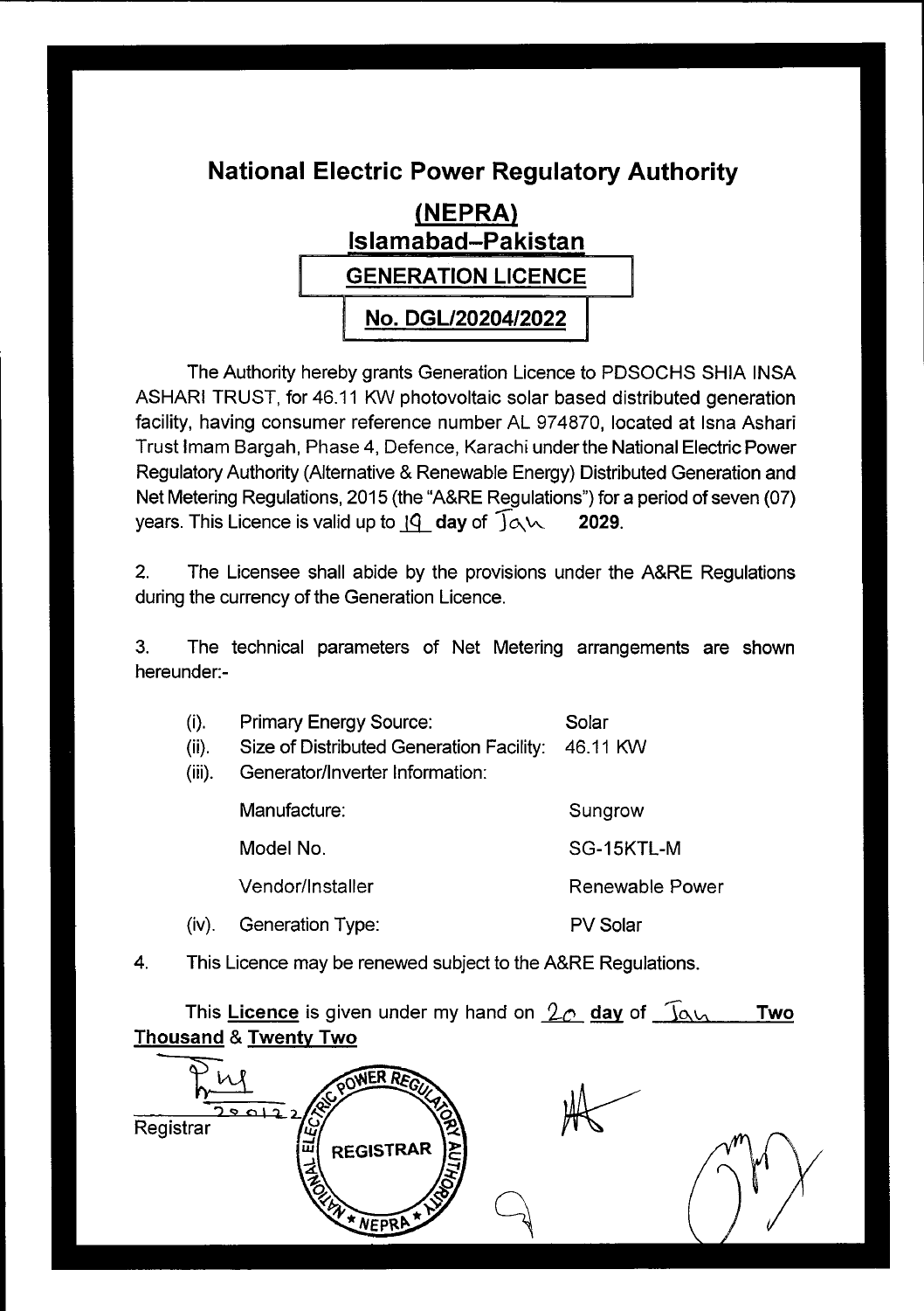# National Electric Power Regulatory Authority

## (NEPRA)

## Islamabad–Pakistan

**GENERATION LICENCE**

**No. DGL/20204/2022**

The Authority hereby grants Generation Licence to PDSOCHS SHIA INSA ASHARI TRUST, for 46.11 KW photovoltaic solar based distributed generation facility, having consumer reference number AL 974870, located at Isna Ashari Trust Imam Bargah, Phase 4, Defence, Karachi under the National Electric Power Regulatory Authority (Alternative & Renewable Energy) Distributed Generation and Net Metering Regulations, 2015 (the "A&RE Regulations") for a period of seven (07) years. This Licence is valid up to 19 **day** of Jan **2029**.

2. The Licensee shall abide by the provisions under the A&RE Regulations during the currency of the Generation Licence.

3. The technical parameters of Net Metering arrangements are shown hereunder:-

| | | |
|---|---|---|
| (i). | Primary Energy Source: | Solar |
| (ii). | Size of Distributed Generation Facility: | 46.11 KW |
| (iii). | Generator/Inverter Information: | |
| | Manufacture: | Sungrow |
| | Model No. | SG-15KTL-M |
| | Vendor/Installer | Renewable Power |
| (iv). | Generation Type: | PV Solar |

4. This Licence may be renewed subject to the A&RE Regulations.

This **Licence** is given under my hand on 20 **day** of Jan **Two Thousand** & **Twenty Two**

Registrar

REGISTRAR
NATIONAL ELECTRIC POWER REGULATORY AUTHORITY
NEPRA